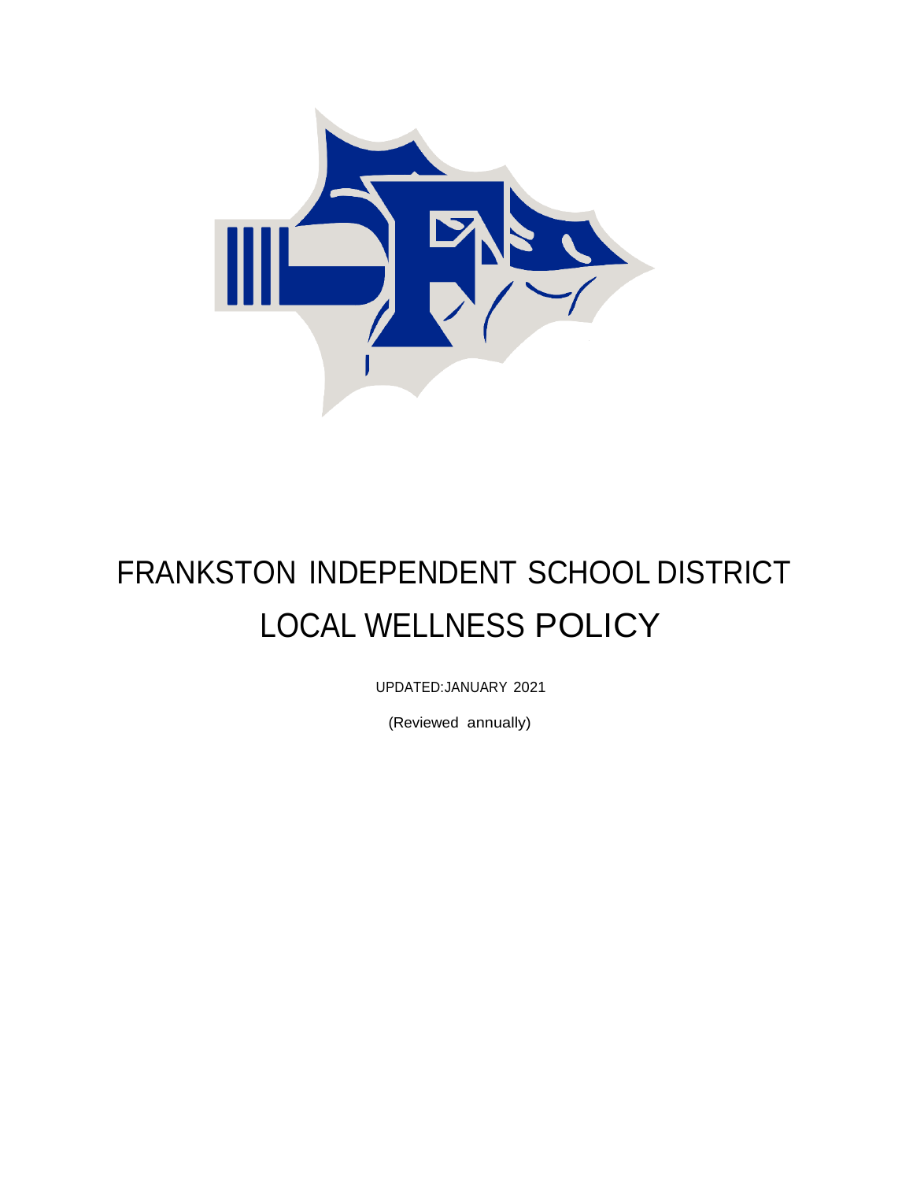# FRANKSTON INDEPENDENT SCHOOL DISTRICT LOCAL WELLNESS POLICY

UPDATED:JANUARY 2021

(Reviewed annually)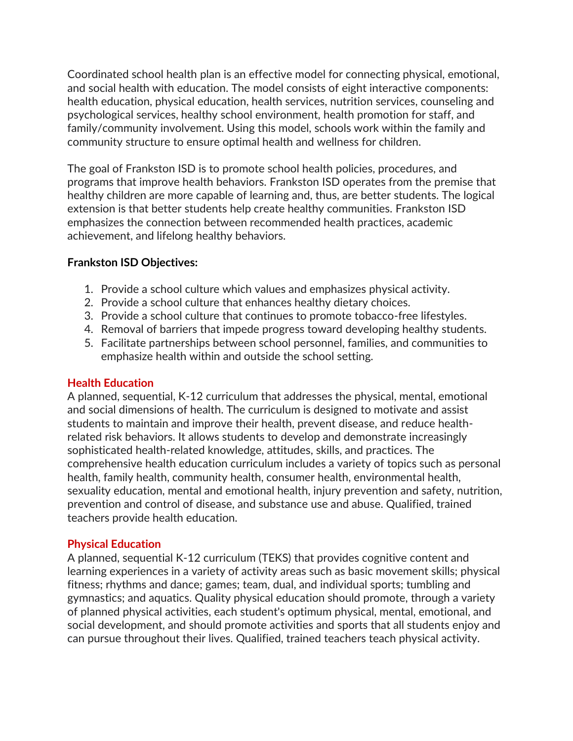Coordinated school health plan is an effective model for connecting physical, emotional, and social health with education. The model consists of eight interactive components: health education, physical education, health services, nutrition services, counseling and psychological services, healthy school environment, health promotion for staff, and family/community involvement. Using this model, schools work within the family and community structure to ensure optimal health and wellness for children.

The goal of Frankston ISD is to promote school health policies, procedures, and programs that improve health behaviors. Frankston ISD operates from the premise that healthy children are more capable of learning and, thus, are better students. The logical extension is that better students help create healthy communities. Frankston ISD emphasizes the connection between recommended health practices, academic achievement, and lifelong healthy behaviors.

**Frankston ISD Objectives:**

1. Provide a school culture which values and emphasizes physical activity.
2. Provide a school culture that enhances healthy dietary choices.
3. Provide a school culture that continues to promote tobacco-free lifestyles.
4. Removal of barriers that impede progress toward developing healthy students.
5. Facilitate partnerships between school personnel, families, and communities to emphasize health within and outside the school setting.

### Health Education

A planned, sequential, K-12 curriculum that addresses the physical, mental, emotional and social dimensions of health. The curriculum is designed to motivate and assist students to maintain and improve their health, prevent disease, and reduce health-related risk behaviors. It allows students to develop and demonstrate increasingly sophisticated health-related knowledge, attitudes, skills, and practices. The comprehensive health education curriculum includes a variety of topics such as personal health, family health, community health, consumer health, environmental health, sexuality education, mental and emotional health, injury prevention and safety, nutrition, prevention and control of disease, and substance use and abuse. Qualified, trained teachers provide health education.

### Physical Education

A planned, sequential K-12 curriculum (TEKS) that provides cognitive content and learning experiences in a variety of activity areas such as basic movement skills; physical fitness; rhythms and dance; games; team, dual, and individual sports; tumbling and gymnastics; and aquatics. Quality physical education should promote, through a variety of planned physical activities, each student's optimum physical, mental, emotional, and social development, and should promote activities and sports that all students enjoy and can pursue throughout their lives. Qualified, trained teachers teach physical activity.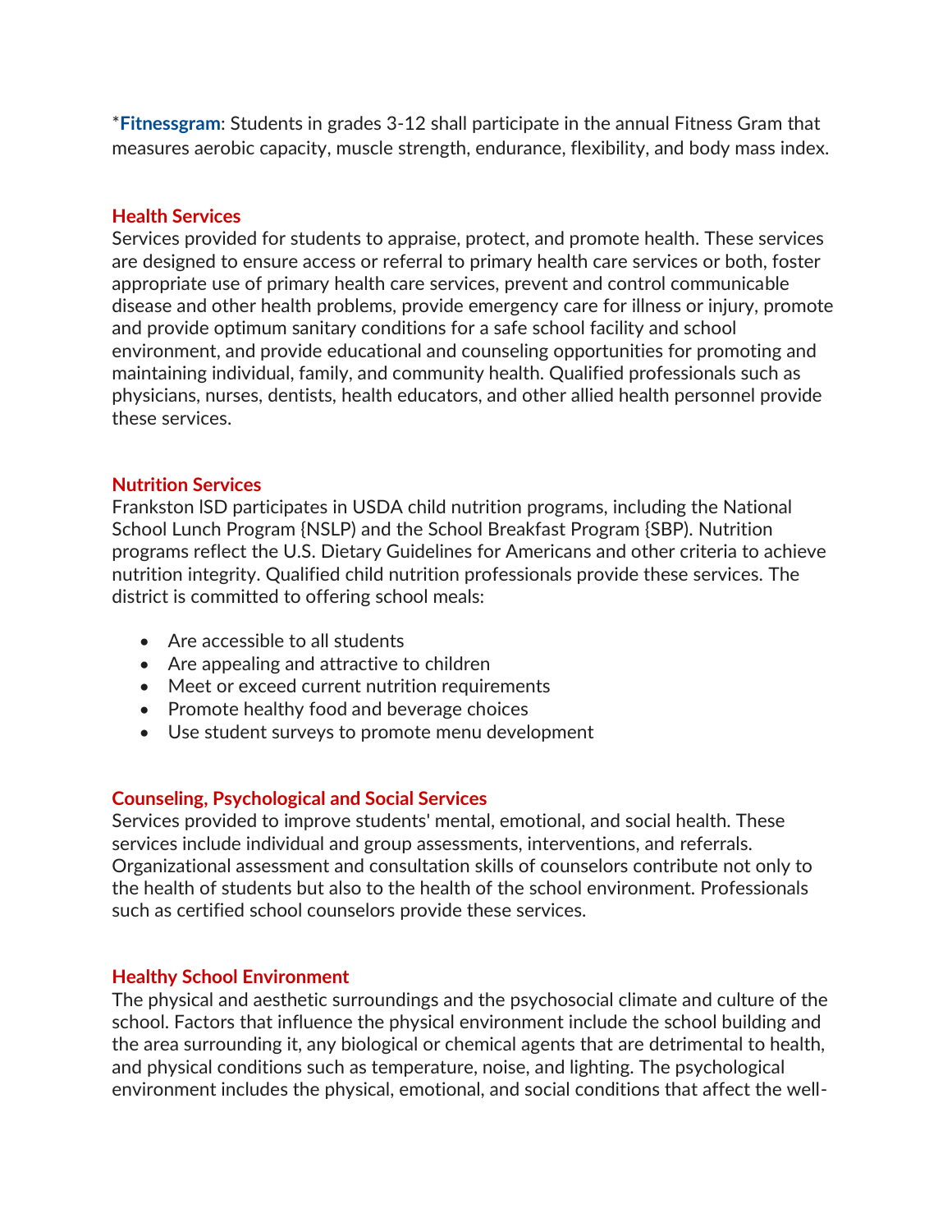*Fitnessgram: Students in grades 3-12 shall participate in the annual Fitness Gram that measures aerobic capacity, muscle strength, endurance, flexibility, and body mass index.

### Health Services

Services provided for students to appraise, protect, and promote health. These services are designed to ensure access or referral to primary health care services or both, foster appropriate use of primary health care services, prevent and control communicable disease and other health problems, provide emergency care for illness or injury, promote and provide optimum sanitary conditions for a safe school facility and school environment, and provide educational and counseling opportunities for promoting and maintaining individual, family, and community health. Qualified professionals such as physicians, nurses, dentists, health educators, and other allied health personnel provide these services.

### Nutrition Services

Frankston lSD participates in USDA child nutrition programs, including the National School Lunch Program {NSLP) and the School Breakfast Program {SBP). Nutrition programs reflect the U.S. Dietary Guidelines for Americans and other criteria to achieve nutrition integrity. Qualified child nutrition professionals provide these services. The district is committed to offering school meals:

- Are accessible to all students
- Are appealing and attractive to children
- Meet or exceed current nutrition requirements
- Promote healthy food and beverage choices
- Use student surveys to promote menu development

### Counseling, Psychological and Social Services

Services provided to improve students' mental, emotional, and social health. These services include individual and group assessments, interventions, and referrals. Organizational assessment and consultation skills of counselors contribute not only to the health of students but also to the health of the school environment. Professionals such as certified school counselors provide these services.

### Healthy School Environment

The physical and aesthetic surroundings and the psychosocial climate and culture of the school. Factors that influence the physical environment include the school building and the area surrounding it, any biological or chemical agents that are detrimental to health, and physical conditions such as temperature, noise, and lighting. The psychological environment includes the physical, emotional, and social conditions that affect the well-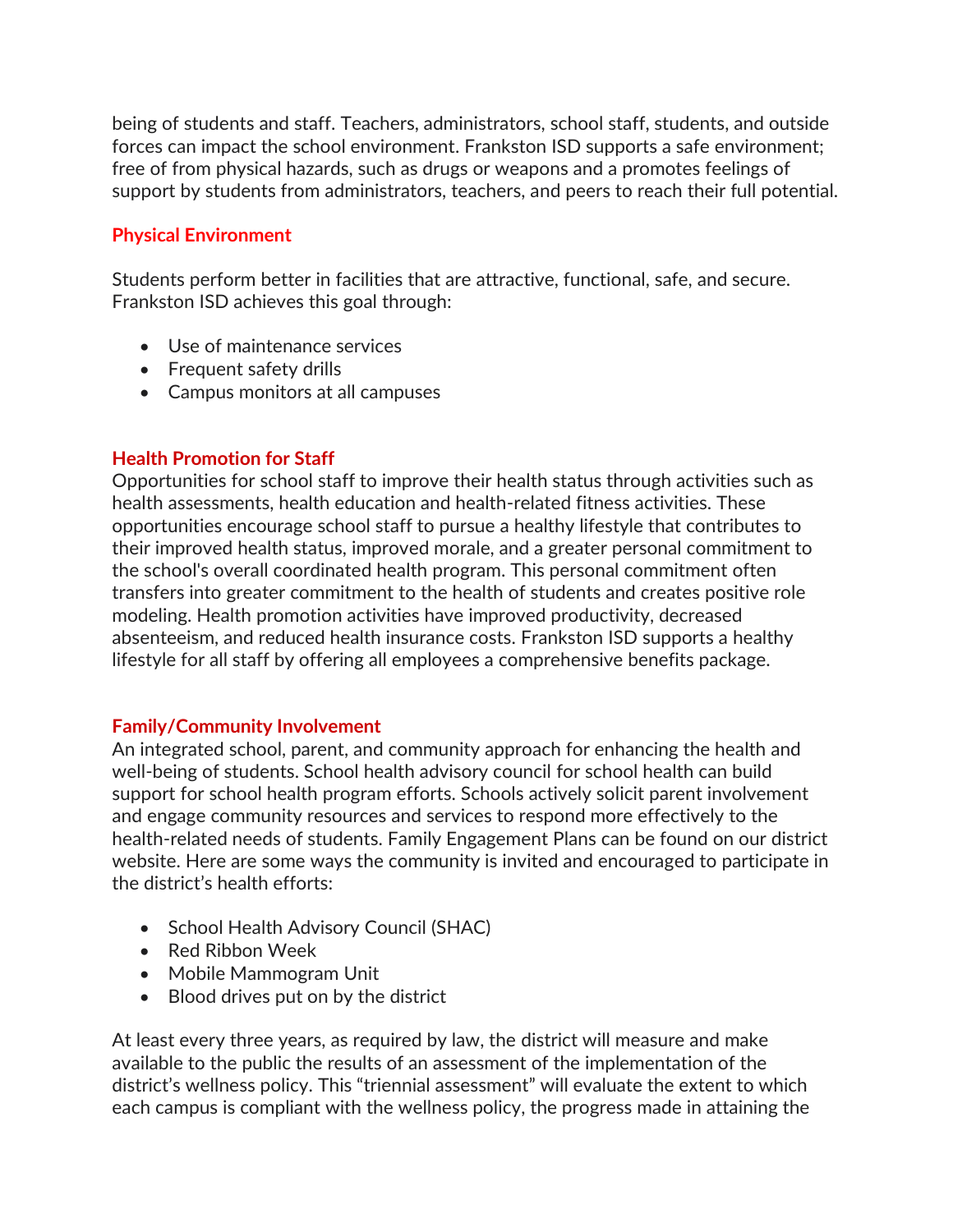being of students and staff. Teachers, administrators, school staff, students, and outside forces can impact the school environment. Frankston ISD supports a safe environment; free of from physical hazards, such as drugs or weapons and a promotes feelings of support by students from administrators, teachers, and peers to reach their full potential.

### Physical Environment

Students perform better in facilities that are attractive, functional, safe, and secure. Frankston ISD achieves this goal through:

- Use of maintenance services
- Frequent safety drills
- Campus monitors at all campuses

### Health Promotion for Staff

Opportunities for school staff to improve their health status through activities such as health assessments, health education and health-related fitness activities. These opportunities encourage school staff to pursue a healthy lifestyle that contributes to their improved health status, improved morale, and a greater personal commitment to the school's overall coordinated health program. This personal commitment often transfers into greater commitment to the health of students and creates positive role modeling. Health promotion activities have improved productivity, decreased absenteeism, and reduced health insurance costs. Frankston ISD supports a healthy lifestyle for all staff by offering all employees a comprehensive benefits package.

### Family/Community Involvement

An integrated school, parent, and community approach for enhancing the health and well-being of students. School health advisory council for school health can build support for school health program efforts. Schools actively solicit parent involvement and engage community resources and services to respond more effectively to the health-related needs of students. Family Engagement Plans can be found on our district website. Here are some ways the community is invited and encouraged to participate in the district's health efforts:

- School Health Advisory Council (SHAC)
- Red Ribbon Week
- Mobile Mammogram Unit
- Blood drives put on by the district

At least every three years, as required by law, the district will measure and make available to the public the results of an assessment of the implementation of the district's wellness policy. This "triennial assessment" will evaluate the extent to which each campus is compliant with the wellness policy, the progress made in attaining the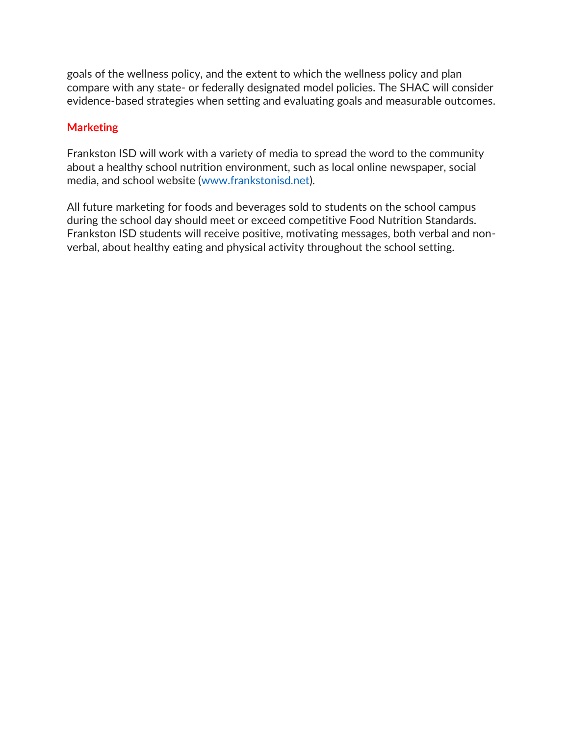goals of the wellness policy, and the extent to which the wellness policy and plan compare with any state- or federally designated model policies. The SHAC will consider evidence-based strategies when setting and evaluating goals and measurable outcomes.

## Marketing

Frankston ISD will work with a variety of media to spread the word to the community about a healthy school nutrition environment, such as local online newspaper, social media, and school website ([www.frankstonisd.net](http://www.frankstonisd.net)).

All future marketing for foods and beverages sold to students on the school campus during the school day should meet or exceed competitive Food Nutrition Standards. Frankston ISD students will receive positive, motivating messages, both verbal and non-verbal, about healthy eating and physical activity throughout the school setting.